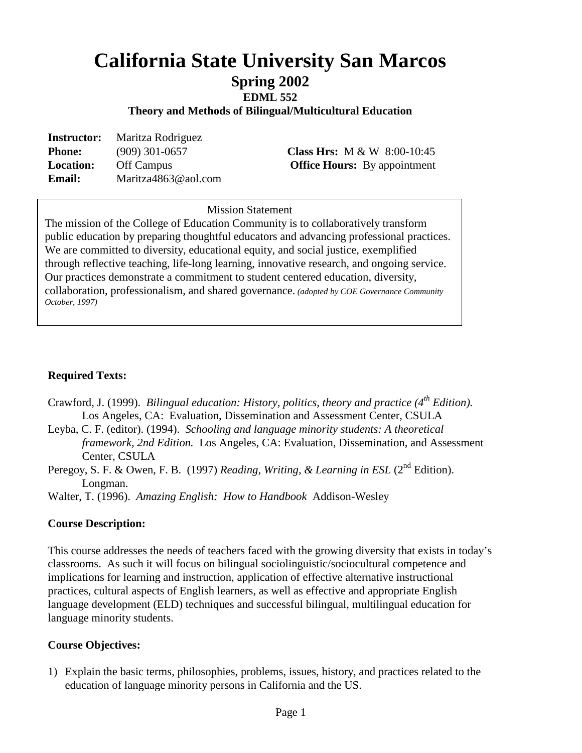# California State University San Marcos

## Spring 2002

### EDML 552

### Theory and Methods of Bilingual/Multicultural Education

**Instructor:** Maritza Rodriguez
**Phone:** (909) 301-0657
**Location:** Off Campus
**Email:** Maritza4863@aol.com

**Class Hrs:** M & W 8:00-10:45
**Office Hours:** By appointment

> Mission Statement
>
> The mission of the College of Education Community is to collaboratively transform public education by preparing thoughtful educators and advancing professional practices. We are committed to diversity, educational equity, and social justice, exemplified through reflective teaching, life-long learning, innovative research, and ongoing service. Our practices demonstrate a commitment to student centered education, diversity, collaboration, professionalism, and shared governance. *(adopted by COE Governance Community October, 1997)*

**Required Texts:**

Crawford, J. (1999). *Bilingual education: History, politics, theory and practice (4th Edition).* Los Angeles, CA: Evaluation, Dissemination and Assessment Center, CSULA

Leyba, C. F. (editor). (1994). *Schooling and language minority students: A theoretical framework, 2nd Edition.* Los Angeles, CA: Evaluation, Dissemination, and Assessment Center, CSULA

Peregoy, S. F. & Owen, F. B. (1997) *Reading, Writing, & Learning in ESL* (2nd Edition). Longman.

Walter, T. (1996). *Amazing English: How to Handbook* Addison-Wesley

**Course Description:**

This course addresses the needs of teachers faced with the growing diversity that exists in today's classrooms. As such it will focus on bilingual sociolinguistic/sociocultural competence and implications for learning and instruction, application of effective alternative instructional practices, cultural aspects of English learners, as well as effective and appropriate English language development (ELD) techniques and successful bilingual, multilingual education for language minority students.

**Course Objectives:**

1) Explain the basic terms, philosophies, problems, issues, history, and practices related to the education of language minority persons in California and the US.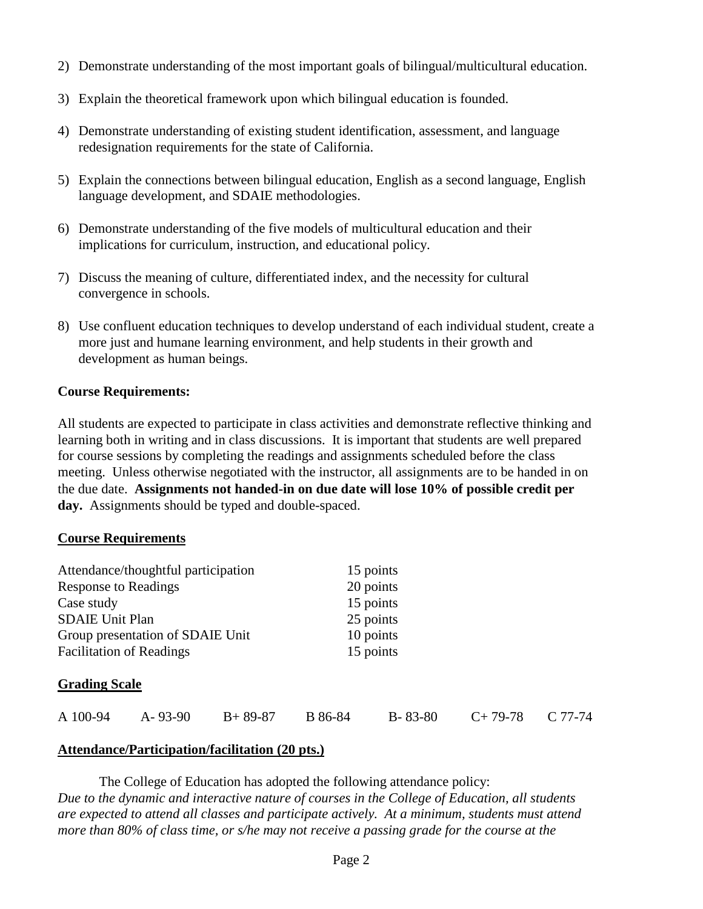2) Demonstrate understanding of the most important goals of bilingual/multicultural education.

3) Explain the theoretical framework upon which bilingual education is founded.

4) Demonstrate understanding of existing student identification, assessment, and language redesignation requirements for the state of California.

5) Explain the connections between bilingual education, English as a second language, English language development, and SDAIE methodologies.

6) Demonstrate understanding of the five models of multicultural education and their implications for curriculum, instruction, and educational policy.

7) Discuss the meaning of culture, differentiated index, and the necessity for cultural convergence in schools.

8) Use confluent education techniques to develop understand of each individual student, create a more just and humane learning environment, and help students in their growth and development as human beings.

**Course Requirements:**

All students are expected to participate in class activities and demonstrate reflective thinking and learning both in writing and in class discussions. It is important that students are well prepared for course sessions by completing the readings and assignments scheduled before the class meeting. Unless otherwise negotiated with the instructor, all assignments are to be handed in on the due date. **Assignments not handed-in on due date will lose 10% of possible credit per day.** Assignments should be typed and double-spaced.

**Course Requirements**

| | |
|---|---|
| Attendance/thoughtful participation | 15 points |
| Response to Readings | 20 points |
| Case study | 15 points |
| SDAIE Unit Plan | 25 points |
| Group presentation of SDAIE Unit | 10 points |
| Facilitation of Readings | 15 points |

**Grading Scale**

A 100-94 A- 93-90 B+ 89-87 B 86-84 B- 83-80 C+ 79-78 C 77-74

**Attendance/Participation/facilitation (20 pts.)**

The College of Education has adopted the following attendance policy:
*Due to the dynamic and interactive nature of courses in the College of Education, all students are expected to attend all classes and participate actively. At a minimum, students must attend more than 80% of class time, or s/he may not receive a passing grade for the course at the*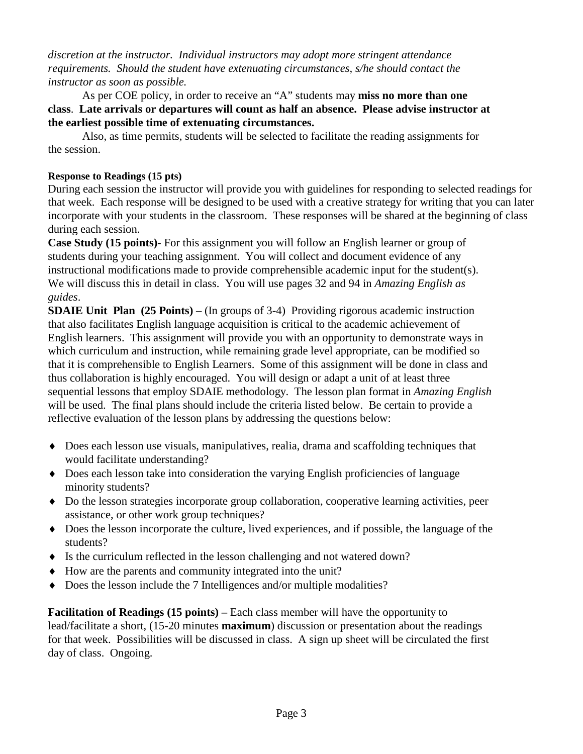*discretion at the instructor. Individual instructors may adopt more stringent attendance requirements. Should the student have extenuating circumstances, s/he should contact the instructor as soon as possible.*

As per COE policy, in order to receive an "A" students may **miss no more than one class**. **Late arrivals or departures will count as half an absence. Please advise instructor at the earliest possible time of extenuating circumstances.**

Also, as time permits, students will be selected to facilitate the reading assignments for the session.

**Response to Readings (15 pts)**

During each session the instructor will provide you with guidelines for responding to selected readings for that week. Each response will be designed to be used with a creative strategy for writing that you can later incorporate with your students in the classroom. These responses will be shared at the beginning of class during each session.

**Case Study (15 points)-** For this assignment you will follow an English learner or group of students during your teaching assignment. You will collect and document evidence of any instructional modifications made to provide comprehensible academic input for the student(s). We will discuss this in detail in class. You will use pages 32 and 94 in *Amazing English as guides*.

**SDAIE Unit Plan (25 Points)** – (In groups of 3-4) Providing rigorous academic instruction that also facilitates English language acquisition is critical to the academic achievement of English learners. This assignment will provide you with an opportunity to demonstrate ways in which curriculum and instruction, while remaining grade level appropriate, can be modified so that it is comprehensible to English Learners. Some of this assignment will be done in class and thus collaboration is highly encouraged. You will design or adapt a unit of at least three sequential lessons that employ SDAIE methodology. The lesson plan format in *Amazing English* will be used. The final plans should include the criteria listed below. Be certain to provide a reflective evaluation of the lesson plans by addressing the questions below:

- Does each lesson use visuals, manipulatives, realia, drama and scaffolding techniques that would facilitate understanding?
- Does each lesson take into consideration the varying English proficiencies of language minority students?
- Do the lesson strategies incorporate group collaboration, cooperative learning activities, peer assistance, or other work group techniques?
- Does the lesson incorporate the culture, lived experiences, and if possible, the language of the students?
- Is the curriculum reflected in the lesson challenging and not watered down?
- How are the parents and community integrated into the unit?
- Does the lesson include the 7 Intelligences and/or multiple modalities?

**Facilitation of Readings (15 points) –** Each class member will have the opportunity to lead/facilitate a short, (15-20 minutes **maximum**) discussion or presentation about the readings for that week. Possibilities will be discussed in class. A sign up sheet will be circulated the first day of class. Ongoing.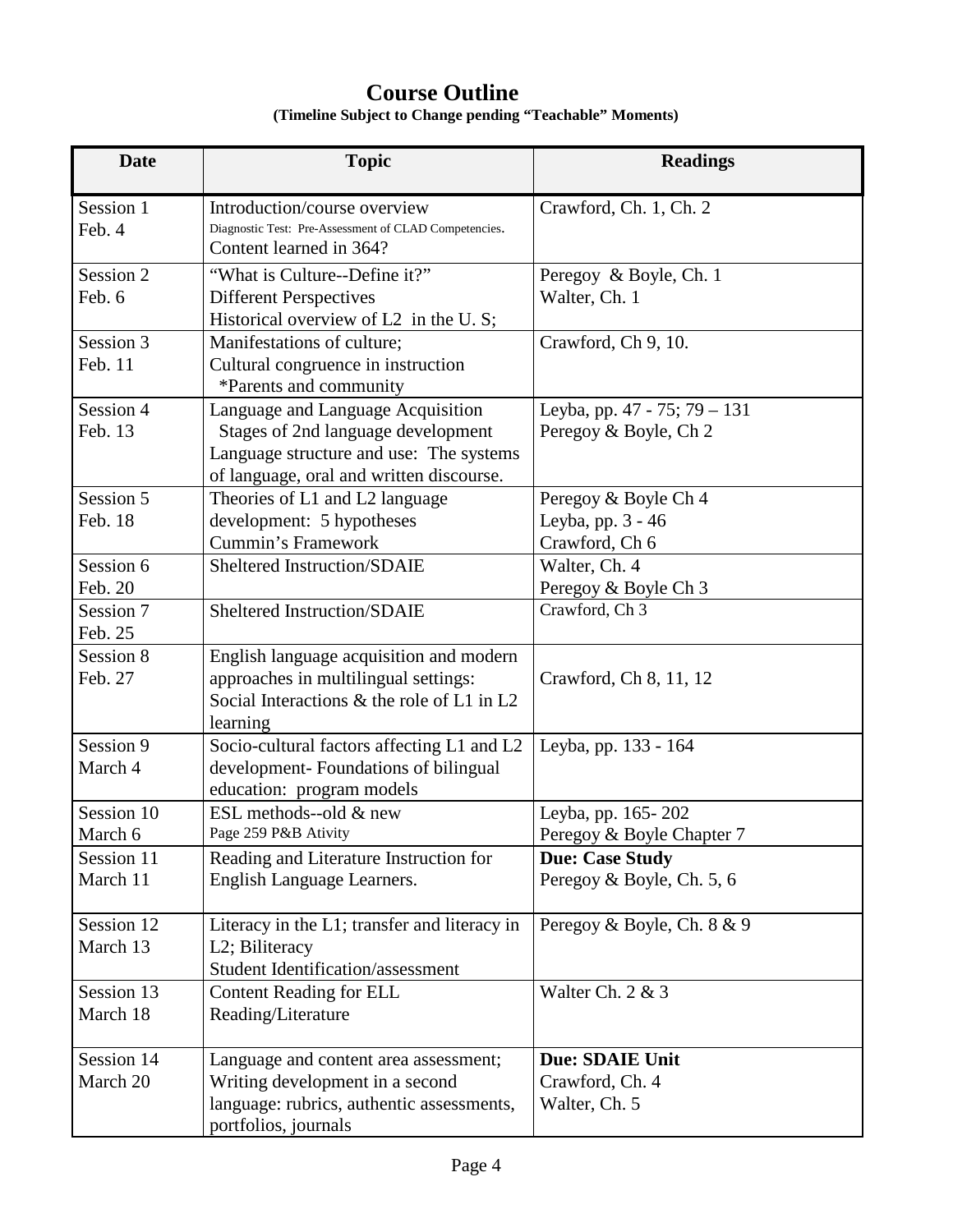# Course Outline

**(Timeline Subject to Change pending "Teachable" Moments)**

| Date | Topic | Readings |
|---|---|---|
| Session 1<br>Feb. 4 | Introduction/course overview<br>Diagnostic Test: Pre-Assessment of CLAD Competencies.<br>Content learned in 364? | Crawford, Ch. 1, Ch. 2 |
| Session 2<br>Feb. 6 | "What is Culture--Define it?"<br>Different Perspectives<br>Historical overview of L2 in the U. S; | Peregoy & Boyle, Ch. 1<br>Walter, Ch. 1 |
| Session 3<br>Feb. 11 | Manifestations of culture;<br>Cultural congruence in instruction<br>*Parents and community | Crawford, Ch 9, 10. |
| Session 4<br>Feb. 13 | Language and Language Acquisition<br>Stages of 2nd language development<br>Language structure and use: The systems of language, oral and written discourse. | Leyba, pp. 47 - 75; 79 – 131<br>Peregoy & Boyle, Ch 2 |
| Session 5<br>Feb. 18 | Theories of L1 and L2 language development: 5 hypotheses<br>Cummin's Framework | Peregoy & Boyle Ch 4<br>Leyba, pp. 3 - 46<br>Crawford, Ch 6 |
| Session 6<br>Feb. 20 | Sheltered Instruction/SDAIE | Walter, Ch. 4<br>Peregoy & Boyle Ch 3 |
| Session 7<br>Feb. 25 | Sheltered Instruction/SDAIE | Crawford, Ch 3 |
| Session 8<br>Feb. 27 | English language acquisition and modern approaches in multilingual settings: Social Interactions & the role of L1 in L2 learning | Crawford, Ch 8, 11, 12 |
| Session 9<br>March 4 | Socio-cultural factors affecting L1 and L2 development- Foundations of bilingual education: program models | Leyba, pp. 133 - 164 |
| Session 10<br>March 6 | ESL methods--old & new<br>Page 259 P&B Ativity | Leyba, pp. 165- 202<br>Peregoy & Boyle Chapter 7 |
| Session 11<br>March 11 | Reading and Literature Instruction for English Language Learners. | **Due: Case Study**<br>Peregoy & Boyle, Ch. 5, 6 |
| Session 12<br>March 13 | Literacy in the L1; transfer and literacy in L2; Biliteracy<br>Student Identification/assessment | Peregoy & Boyle, Ch. 8 & 9 |
| Session 13<br>March 18 | Content Reading for ELL<br>Reading/Literature | Walter Ch. 2 & 3 |
| Session 14<br>March 20 | Language and content area assessment; Writing development in a second language: rubrics, authentic assessments, portfolios, journals | **Due: SDAIE Unit**<br>Crawford, Ch. 4<br>Walter, Ch. 5 |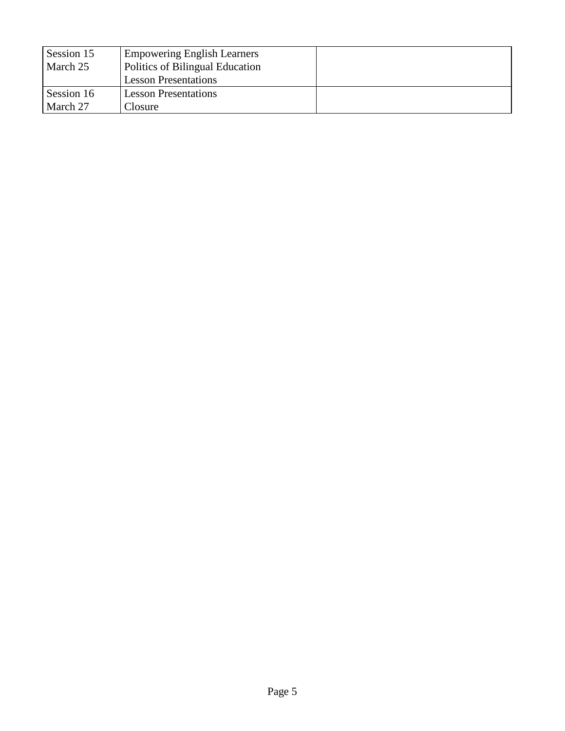| Session 15<br>March 25 | Empowering English Learners<br>Politics of Bilingual Education<br>Lesson Presentations | |
|---|---|---|
| Session 16<br>March 27 | Lesson Presentations<br>Closure | |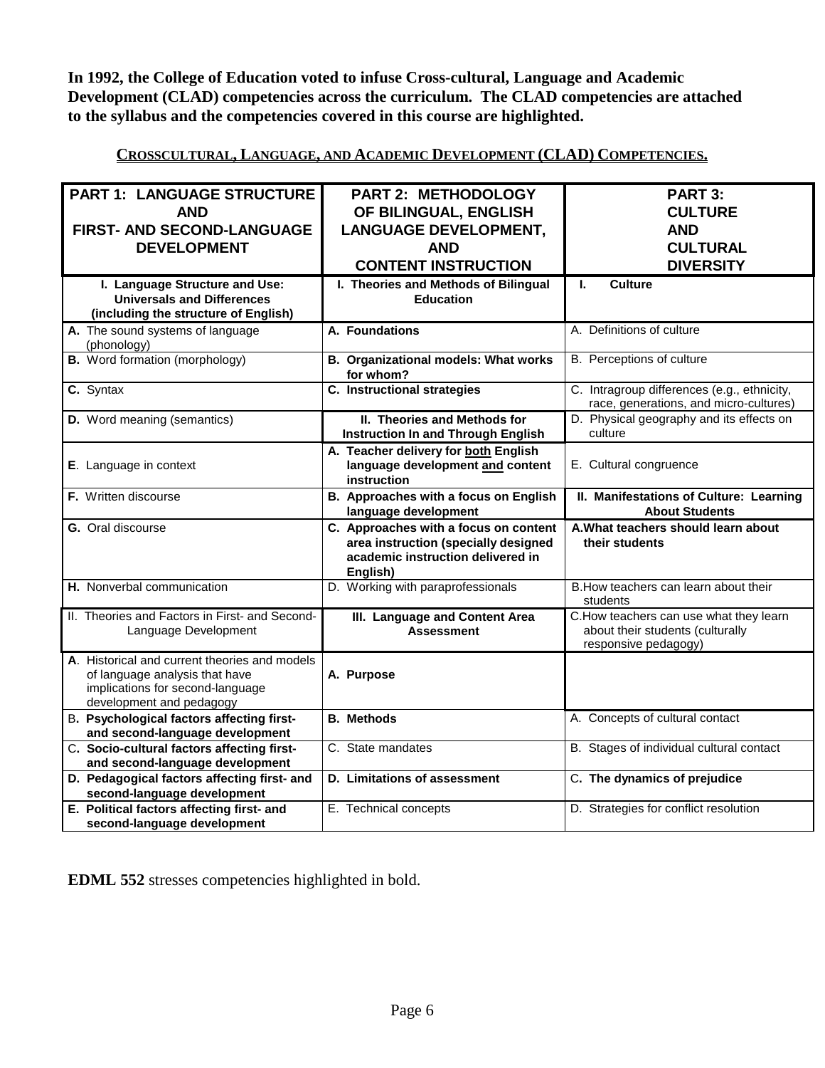**In 1992, the College of Education voted to infuse Cross-cultural, Language and Academic Development (CLAD) competencies across the curriculum. The CLAD competencies are attached to the syllabus and the competencies covered in this course are highlighted.**

## CROSSCULTURAL, LANGUAGE, AND ACADEMIC DEVELOPMENT (CLAD) COMPETENCIES.

| PART 1: LANGUAGE STRUCTURE AND FIRST- AND SECOND-LANGUAGE DEVELOPMENT | PART 2: METHODOLOGY OF BILINGUAL, ENGLISH LANGUAGE DEVELOPMENT, AND CONTENT INSTRUCTION | PART 3: CULTURE AND CULTURAL DIVERSITY |
|---|---|---|
| **I. Language Structure and Use: Universals and Differences (including the structure of English)** | **I. Theories and Methods of Bilingual Education** | **I. Culture** |
| **A.** The sound systems of language (phonology) | **A. Foundations** | A. Definitions of culture |
| **B.** Word formation (morphology) | **B. Organizational models: What works for whom?** | B. Perceptions of culture |
| **C.** Syntax | **C. Instructional strategies** | C. Intragroup differences (e.g., ethnicity, race, generations, and micro-cultures) |
| **D.** Word meaning (semantics) | **II. Theories and Methods for Instruction In and Through English** | D. Physical geography and its effects on culture |
| **E**. Language in context | **A. Teacher delivery for both English language development and content instruction** | E. Cultural congruence |
| **F.** Written discourse | **B. Approaches with a focus on English language development** | **II. Manifestations of Culture: Learning About Students** |
| **G.** Oral discourse | **C. Approaches with a focus on content area instruction (specially designed academic instruction delivered in English)** | **A. What teachers should learn about their students** |
| **H.** Nonverbal communication | D. Working with paraprofessionals | B. How teachers can learn about their students |
| II. Theories and Factors in First- and Second-Language Development | **III. Language and Content Area Assessment** | C. How teachers can use what they learn about their students (culturally responsive pedagogy) |
| **A**. Historical and current theories and models of language analysis that have implications for second-language development and pedagogy | **A. Purpose** | |
| B**. Psychological factors affecting first- and second-language development** | **B. Methods** | A. Concepts of cultural contact |
| C**. Socio-cultural factors affecting first- and second-language development** | C. State mandates | B. Stages of individual cultural contact |
| **D. Pedagogical factors affecting first- and second-language development** | **D. Limitations of assessment** | C**. The dynamics of prejudice** |
| **E. Political factors affecting first- and second-language development** | E. Technical concepts | D. Strategies for conflict resolution |

**EDML 552** stresses competencies highlighted in bold.